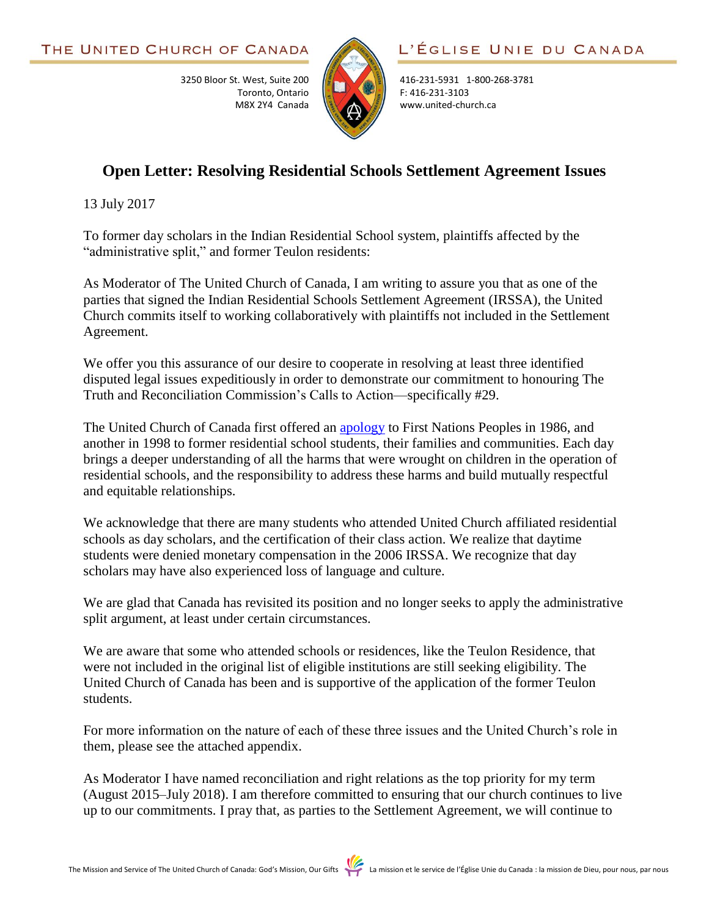THE UNITED CHURCH OF CANADA

3250 Bloor St. West, Suite 200
Toronto, Ontario
M8X 2Y4 Canada

L'ÉGLISE UNIE DU CANADA

416-231-5931 1-800-268-3781
F: 416-231-3103
www.united-church.ca

# Open Letter: Resolving Residential Schools Settlement Agreement Issues

13 July 2017

To former day scholars in the Indian Residential School system, plaintiffs affected by the "administrative split," and former Teulon residents:

As Moderator of The United Church of Canada, I am writing to assure you that as one of the parties that signed the Indian Residential Schools Settlement Agreement (IRSSA), the United Church commits itself to working collaboratively with plaintiffs not included in the Settlement Agreement.

We offer you this assurance of our desire to cooperate in resolving at least three identified disputed legal issues expeditiously in order to demonstrate our commitment to honouring The Truth and Reconciliation Commission's Calls to Action—specifically #29.

The United Church of Canada first offered an apology to First Nations Peoples in 1986, and another in 1998 to former residential school students, their families and communities. Each day brings a deeper understanding of all the harms that were wrought on children in the operation of residential schools, and the responsibility to address these harms and build mutually respectful and equitable relationships.

We acknowledge that there are many students who attended United Church affiliated residential schools as day scholars, and the certification of their class action. We realize that daytime students were denied monetary compensation in the 2006 IRSSA. We recognize that day scholars may have also experienced loss of language and culture.

We are glad that Canada has revisited its position and no longer seeks to apply the administrative split argument, at least under certain circumstances.

We are aware that some who attended schools or residences, like the Teulon Residence, that were not included in the original list of eligible institutions are still seeking eligibility. The United Church of Canada has been and is supportive of the application of the former Teulon students.

For more information on the nature of each of these three issues and the United Church's role in them, please see the attached appendix.

As Moderator I have named reconciliation and right relations as the top priority for my term (August 2015–July 2018). I am therefore committed to ensuring that our church continues to live up to our commitments. I pray that, as parties to the Settlement Agreement, we will continue to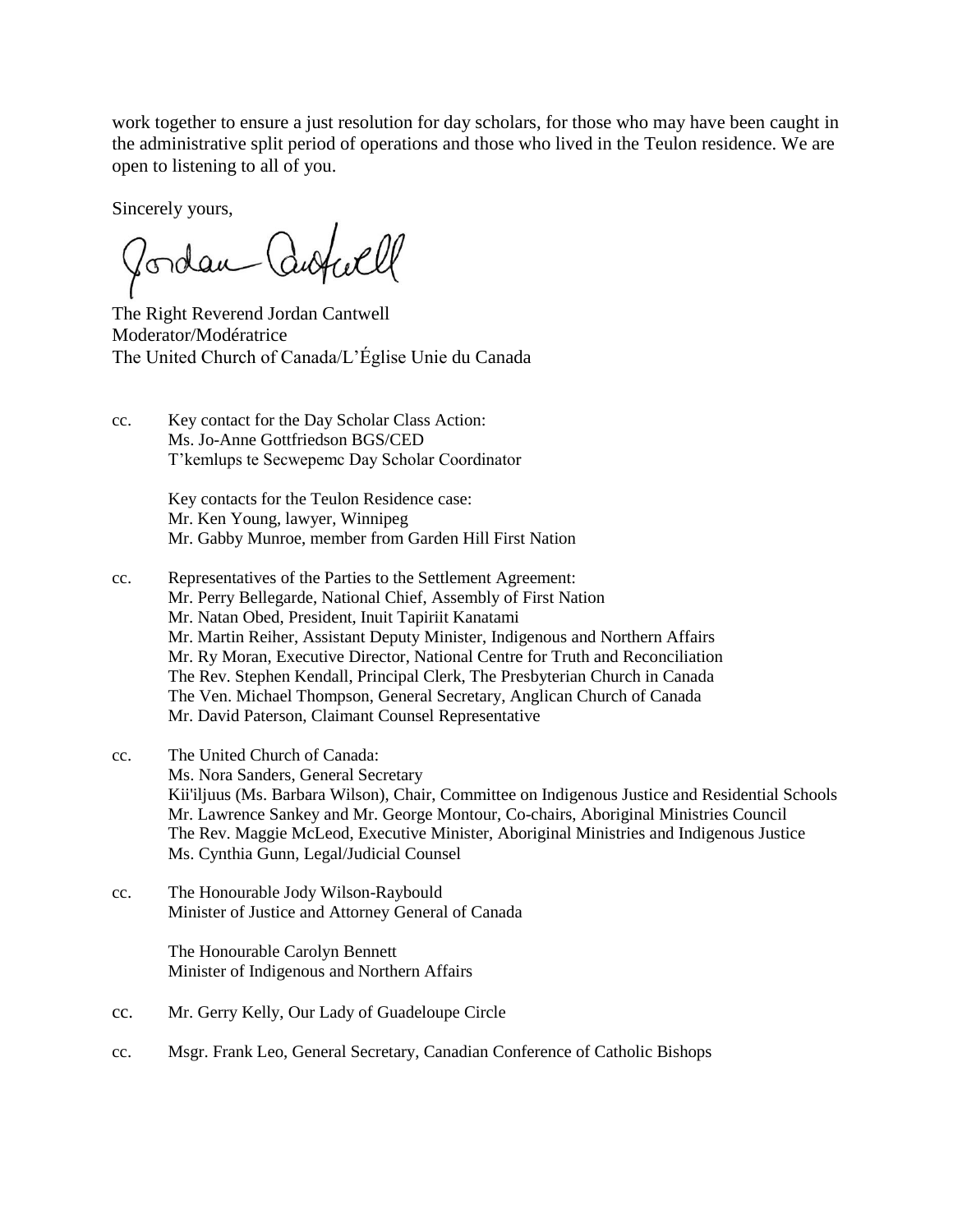work together to ensure a just resolution for day scholars, for those who may have been caught in the administrative split period of operations and those who lived in the Teulon residence. We are open to listening to all of you.

Sincerely yours,

The Right Reverend Jordan Cantwell
Moderator/Modératrice
The United Church of Canada/L'Église Unie du Canada

cc. Key contact for the Day Scholar Class Action:
Ms. Jo-Anne Gottfriedson BGS/CED
T'kemlups te Secwepemc Day Scholar Coordinator

Key contacts for the Teulon Residence case:
Mr. Ken Young, lawyer, Winnipeg
Mr. Gabby Munroe, member from Garden Hill First Nation

cc. Representatives of the Parties to the Settlement Agreement:
Mr. Perry Bellegarde, National Chief, Assembly of First Nation
Mr. Natan Obed, President, Inuit Tapiriit Kanatami
Mr. Martin Reiher, Assistant Deputy Minister, Indigenous and Northern Affairs
Mr. Ry Moran, Executive Director, National Centre for Truth and Reconciliation
The Rev. Stephen Kendall, Principal Clerk, The Presbyterian Church in Canada
The Ven. Michael Thompson, General Secretary, Anglican Church of Canada
Mr. David Paterson, Claimant Counsel Representative

cc. The United Church of Canada:
Ms. Nora Sanders, General Secretary
Kii'iljuus (Ms. Barbara Wilson), Chair, Committee on Indigenous Justice and Residential Schools
Mr. Lawrence Sankey and Mr. George Montour, Co-chairs, Aboriginal Ministries Council
The Rev. Maggie McLeod, Executive Minister, Aboriginal Ministries and Indigenous Justice
Ms. Cynthia Gunn, Legal/Judicial Counsel

cc. The Honourable Jody Wilson-Raybould
Minister of Justice and Attorney General of Canada

The Honourable Carolyn Bennett
Minister of Indigenous and Northern Affairs

cc. Mr. Gerry Kelly, Our Lady of Guadeloupe Circle

cc. Msgr. Frank Leo, General Secretary, Canadian Conference of Catholic Bishops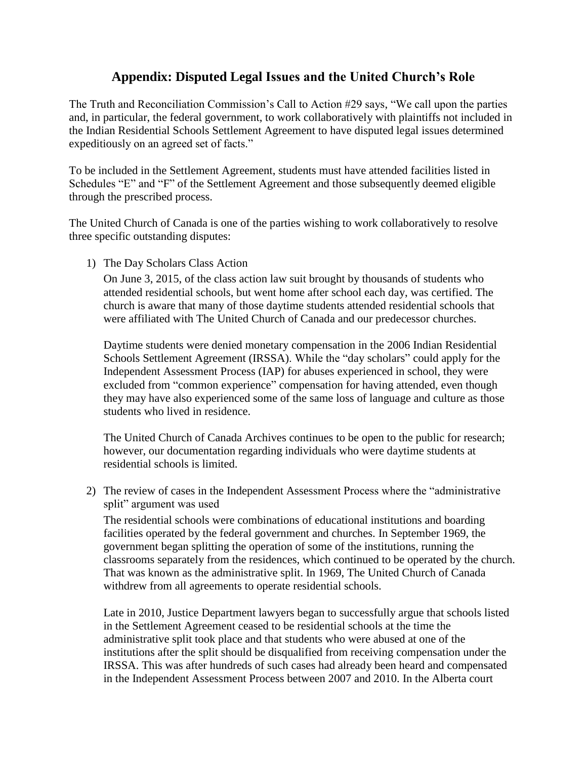# Appendix: Disputed Legal Issues and the United Church's Role

The Truth and Reconciliation Commission's Call to Action #29 says, "We call upon the parties and, in particular, the federal government, to work collaboratively with plaintiffs not included in the Indian Residential Schools Settlement Agreement to have disputed legal issues determined expeditiously on an agreed set of facts."

To be included in the Settlement Agreement, students must have attended facilities listed in Schedules "E" and "F" of the Settlement Agreement and those subsequently deemed eligible through the prescribed process.

The United Church of Canada is one of the parties wishing to work collaboratively to resolve three specific outstanding disputes:

1) The Day Scholars Class Action

   On June 3, 2015, of the class action law suit brought by thousands of students who attended residential schools, but went home after school each day, was certified. The church is aware that many of those daytime students attended residential schools that were affiliated with The United Church of Canada and our predecessor churches.

   Daytime students were denied monetary compensation in the 2006 Indian Residential Schools Settlement Agreement (IRSSA). While the "day scholars" could apply for the Independent Assessment Process (IAP) for abuses experienced in school, they were excluded from "common experience" compensation for having attended, even though they may have also experienced some of the same loss of language and culture as those students who lived in residence.

   The United Church of Canada Archives continues to be open to the public for research; however, our documentation regarding individuals who were daytime students at residential schools is limited.

2) The review of cases in the Independent Assessment Process where the "administrative split" argument was used

   The residential schools were combinations of educational institutions and boarding facilities operated by the federal government and churches. In September 1969, the government began splitting the operation of some of the institutions, running the classrooms separately from the residences, which continued to be operated by the church. That was known as the administrative split. In 1969, The United Church of Canada withdrew from all agreements to operate residential schools.

   Late in 2010, Justice Department lawyers began to successfully argue that schools listed in the Settlement Agreement ceased to be residential schools at the time the administrative split took place and that students who were abused at one of the institutions after the split should be disqualified from receiving compensation under the IRSSA. This was after hundreds of such cases had already been heard and compensated in the Independent Assessment Process between 2007 and 2010. In the Alberta court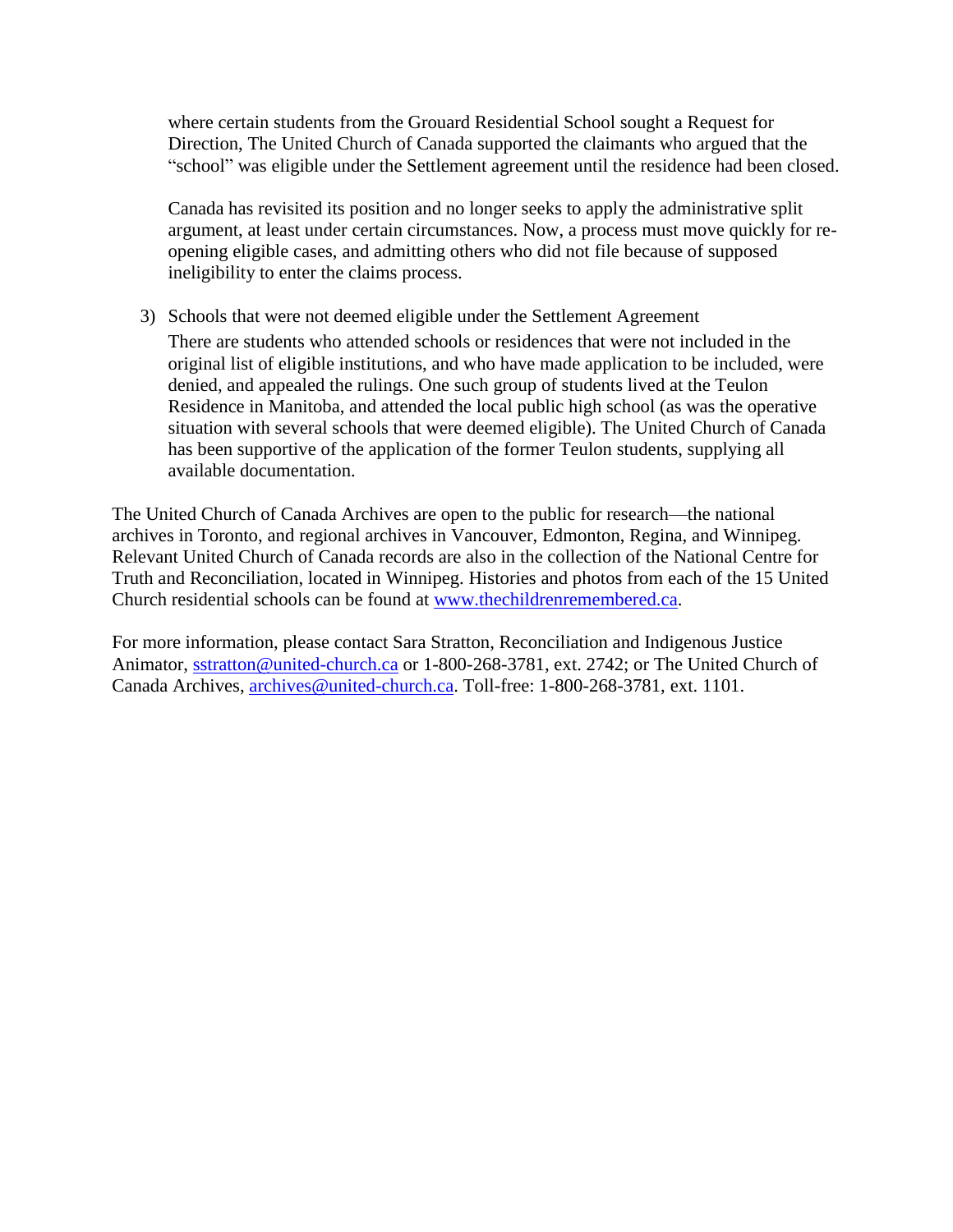where certain students from the Grouard Residential School sought a Request for Direction, The United Church of Canada supported the claimants who argued that the "school" was eligible under the Settlement agreement until the residence had been closed.

Canada has revisited its position and no longer seeks to apply the administrative split argument, at least under certain circumstances. Now, a process must move quickly for re-opening eligible cases, and admitting others who did not file because of supposed ineligibility to enter the claims process.

3) Schools that were not deemed eligible under the Settlement Agreement

   There are students who attended schools or residences that were not included in the original list of eligible institutions, and who have made application to be included, were denied, and appealed the rulings. One such group of students lived at the Teulon Residence in Manitoba, and attended the local public high school (as was the operative situation with several schools that were deemed eligible). The United Church of Canada has been supportive of the application of the former Teulon students, supplying all available documentation.

The United Church of Canada Archives are open to the public for research—the national archives in Toronto, and regional archives in Vancouver, Edmonton, Regina, and Winnipeg. Relevant United Church of Canada records are also in the collection of the National Centre for Truth and Reconciliation, located in Winnipeg. Histories and photos from each of the 15 United Church residential schools can be found at [www.thechildrenremembered.ca](http://www.thechildrenremembered.ca).

For more information, please contact Sara Stratton, Reconciliation and Indigenous Justice Animator, [sstratton@united-church.ca](mailto:sstratton@united-church.ca) or 1-800-268-3781, ext. 2742; or The United Church of Canada Archives, [archives@united-church.ca](mailto:archives@united-church.ca). Toll-free: 1-800-268-3781, ext. 1101.